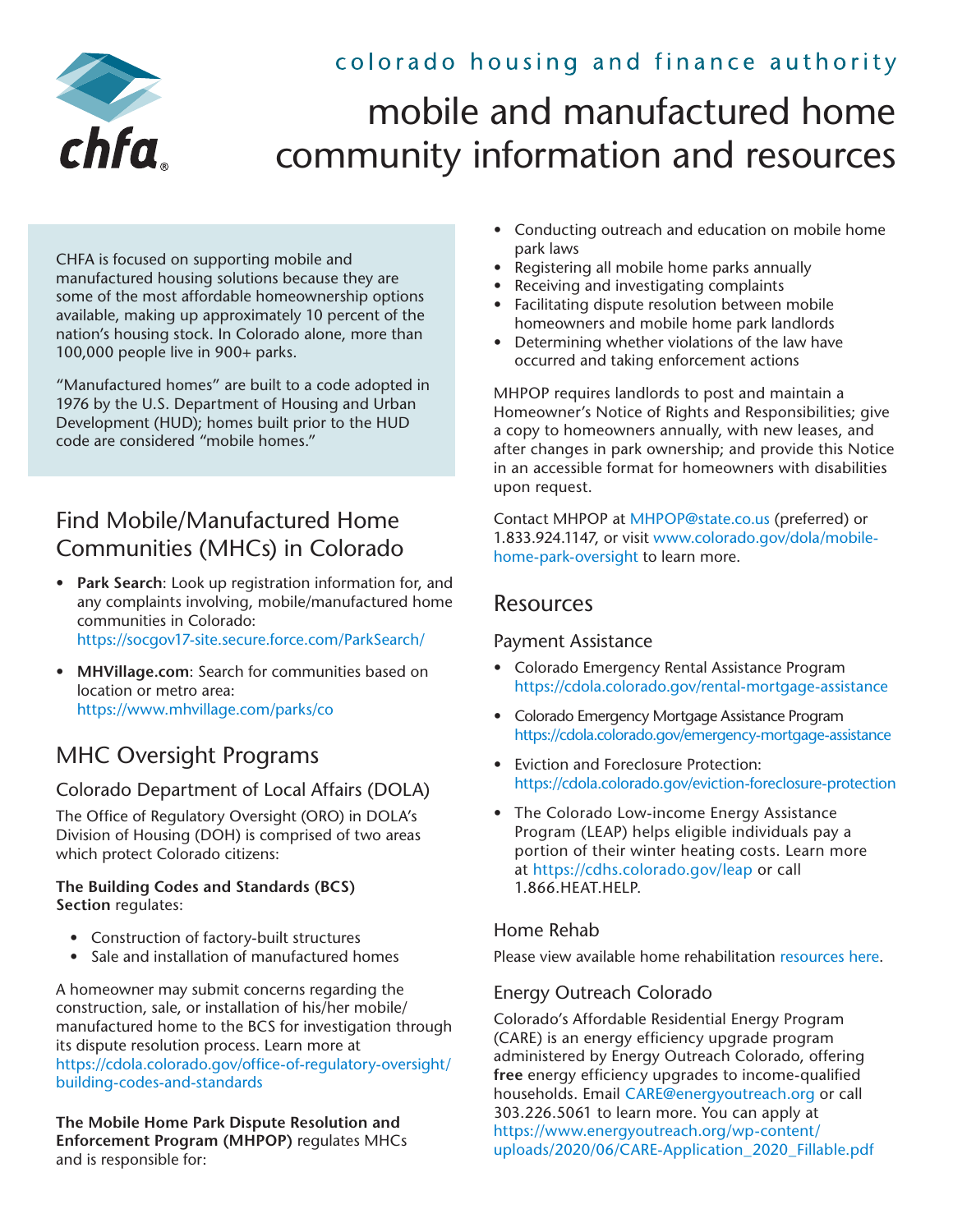colorado housing and finance authority

# mobile and manufactured home community information and resources

CHFA is focused on supporting mobile and manufactured housing solutions because they are some of the most affordable homeownership options available, making up approximately 10 percent of the nation's housing stock. In Colorado alone, more than 100,000 people live in 900+ parks.

"Manufactured homes" are built to a code adopted in 1976 by the U.S. Department of Housing and Urban Development (HUD); homes built prior to the HUD code are considered "mobile homes."

## Find Mobile/Manufactured Home Communities (MHCs) in Colorado

- **Park Search**: Look up registration information for, and any complaints involving, mobile/manufactured home communities in Colorado: https://socgov17-site.secure.force.com/ParkSearch/
- **MHVillage.com**: Search for communities based on location or metro area: https://www.mhvillage.com/parks/co

## MHC Oversight Programs

### Colorado Department of Local Affairs (DOLA)

The Office of Regulatory Oversight (ORO) in DOLA's Division of Housing (DOH) is comprised of two areas which protect Colorado citizens:

**The Building Codes and Standards (BCS) Section** regulates:

- Construction of factory-built structures
- Sale and installation of manufactured homes

A homeowner may submit concerns regarding the construction, sale, or installation of his/her mobile/manufactured home to the BCS for investigation through its dispute resolution process. Learn more at https://cdola.colorado.gov/office-of-regulatory-oversight/building-codes-and-standards

**The Mobile Home Park Dispute Resolution and Enforcement Program (MHPOP)** regulates MHCs and is responsible for:

- Conducting outreach and education on mobile home park laws
- Registering all mobile home parks annually
- Receiving and investigating complaints
- Facilitating dispute resolution between mobile homeowners and mobile home park landlords
- Determining whether violations of the law have occurred and taking enforcement actions

MHPOP requires landlords to post and maintain a Homeowner's Notice of Rights and Responsibilities; give a copy to homeowners annually, with new leases, and after changes in park ownership; and provide this Notice in an accessible format for homeowners with disabilities upon request.

Contact MHPOP at MHPOP@state.co.us (preferred) or 1.833.924.1147, or visit www.colorado.gov/dola/mobile-home-park-oversight to learn more.

## Resources

### Payment Assistance

- Colorado Emergency Rental Assistance Program https://cdola.colorado.gov/rental-mortgage-assistance
- Colorado Emergency Mortgage Assistance Program https://cdola.colorado.gov/emergency-mortgage-assistance
- Eviction and Foreclosure Protection: https://cdola.colorado.gov/eviction-foreclosure-protection
- The Colorado Low-income Energy Assistance Program (LEAP) helps eligible individuals pay a portion of their winter heating costs. Learn more at https://cdhs.colorado.gov/leap or call 1.866.HEAT.HELP.

### Home Rehab

Please view available home rehabilitation resources here.

### Energy Outreach Colorado

Colorado's Affordable Residential Energy Program (CARE) is an energy efficiency upgrade program administered by Energy Outreach Colorado, offering **free** energy efficiency upgrades to income-qualified households. Email CARE@energyoutreach.org or call 303.226.5061 to learn more. You can apply at https://www.energyoutreach.org/wp-content/uploads/2020/06/CARE-Application_2020_Fillable.pdf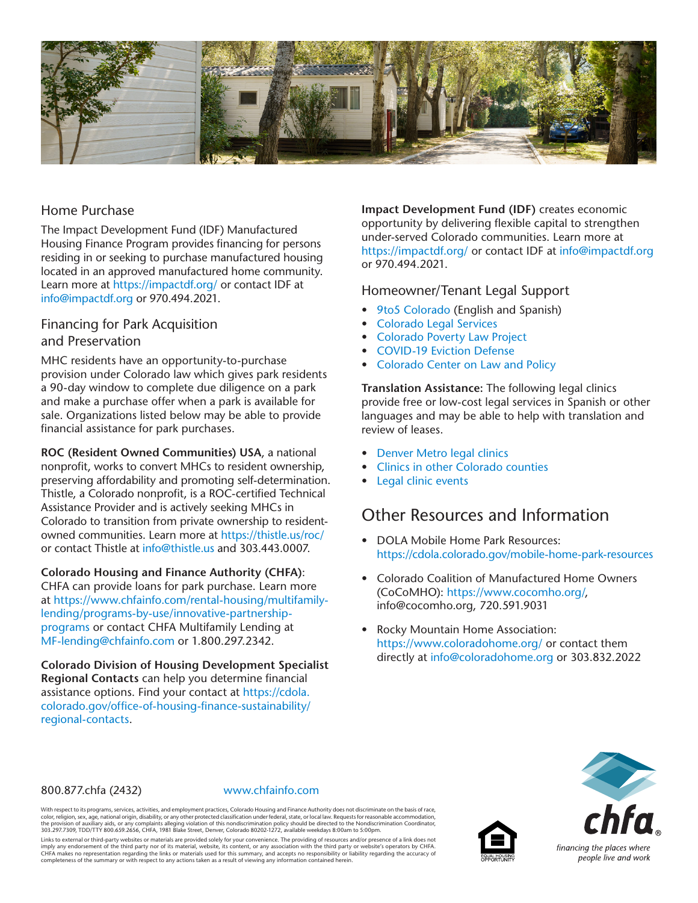## Home Purchase

The Impact Development Fund (IDF) Manufactured Housing Finance Program provides financing for persons residing in or seeking to purchase manufactured housing located in an approved manufactured home community. Learn more at https://impactdf.org/ or contact IDF at info@impactdf.org or 970.494.2021.

## Financing for Park Acquisition and Preservation

MHC residents have an opportunity-to-purchase provision under Colorado law which gives park residents a 90-day window to complete due diligence on a park and make a purchase offer when a park is available for sale. Organizations listed below may be able to provide financial assistance for park purchases.

**ROC (Resident Owned Communities) USA**, a national nonprofit, works to convert MHCs to resident ownership, preserving affordability and promoting self-determination. Thistle, a Colorado nonprofit, is a ROC-certified Technical Assistance Provider and is actively seeking MHCs in Colorado to transition from private ownership to resident-owned communities. Learn more at https://thistle.us/roc/ or contact Thistle at info@thistle.us and 303.443.0007.

**Colorado Housing and Finance Authority (CHFA)**: CHFA can provide loans for park purchase. Learn more at https://www.chfainfo.com/rental-housing/multifamily-lending/programs-by-use/innovative-partnership-programs or contact CHFA Multifamily Lending at MF-lending@chfainfo.com or 1.800.297.2342.

**Colorado Division of Housing Development Specialist Regional Contacts** can help you determine financial assistance options. Find your contact at https://cdola.colorado.gov/office-of-housing-finance-sustainability/regional-contacts.

**Impact Development Fund (IDF)** creates economic opportunity by delivering flexible capital to strengthen under-served Colorado communities. Learn more at https://impactdf.org/ or contact IDF at info@impactdf.org or 970.494.2021.

## Homeowner/Tenant Legal Support

- 9to5 Colorado (English and Spanish)
- Colorado Legal Services
- Colorado Poverty Law Project
- COVID-19 Eviction Defense
- Colorado Center on Law and Policy

**Translation Assistance:** The following legal clinics provide free or low-cost legal services in Spanish or other languages and may be able to help with translation and review of leases.

- Denver Metro legal clinics
- Clinics in other Colorado counties
- Legal clinic events

# Other Resources and Information

- DOLA Mobile Home Park Resources: https://cdola.colorado.gov/mobile-home-park-resources
- Colorado Coalition of Manufactured Home Owners (CoCoMHO): https://www.cocomho.org/, info@cocomho.org, 720.591.9031
- Rocky Mountain Home Association: https://www.coloradohome.org/ or contact them directly at info@coloradohome.org or 303.832.2022

800.877.chfa (2432) www.chfainfo.com

With respect to its programs, services, activities, and employment practices, Colorado Housing and Finance Authority does not discriminate on the basis of race, color, religion, sex, age, national origin, disability, or any other protected classification under federal, state, or local law. Requests for reasonable accommodation, the provision of auxiliary aids, or any complaints alleging violation of this nondiscrimination policy should be directed to the Nondiscrimination Coordinator, 303.297.7309, TDD/TTY 800.659.2656, CHFA, 1981 Blake Street, Denver, Colorado 80202-1272, available weekdays 8:00am to 5:00pm.

Links to external or third-party websites or materials are provided solely for your convenience. The providing of resources and/or presence of a link does not imply any endorsement of the third party nor of its material, website, its content, or any association with the third party or website's operators by CHFA. CHFA makes no representation regarding the links or materials used for this summary, and accepts no responsibility or liability regarding the accuracy of completeness of the summary or with respect to any actions taken as a result of viewing any information contained herein.

EQUAL HOUSING OPPORTUNITY

chfa®

*financing the places where people live and work*